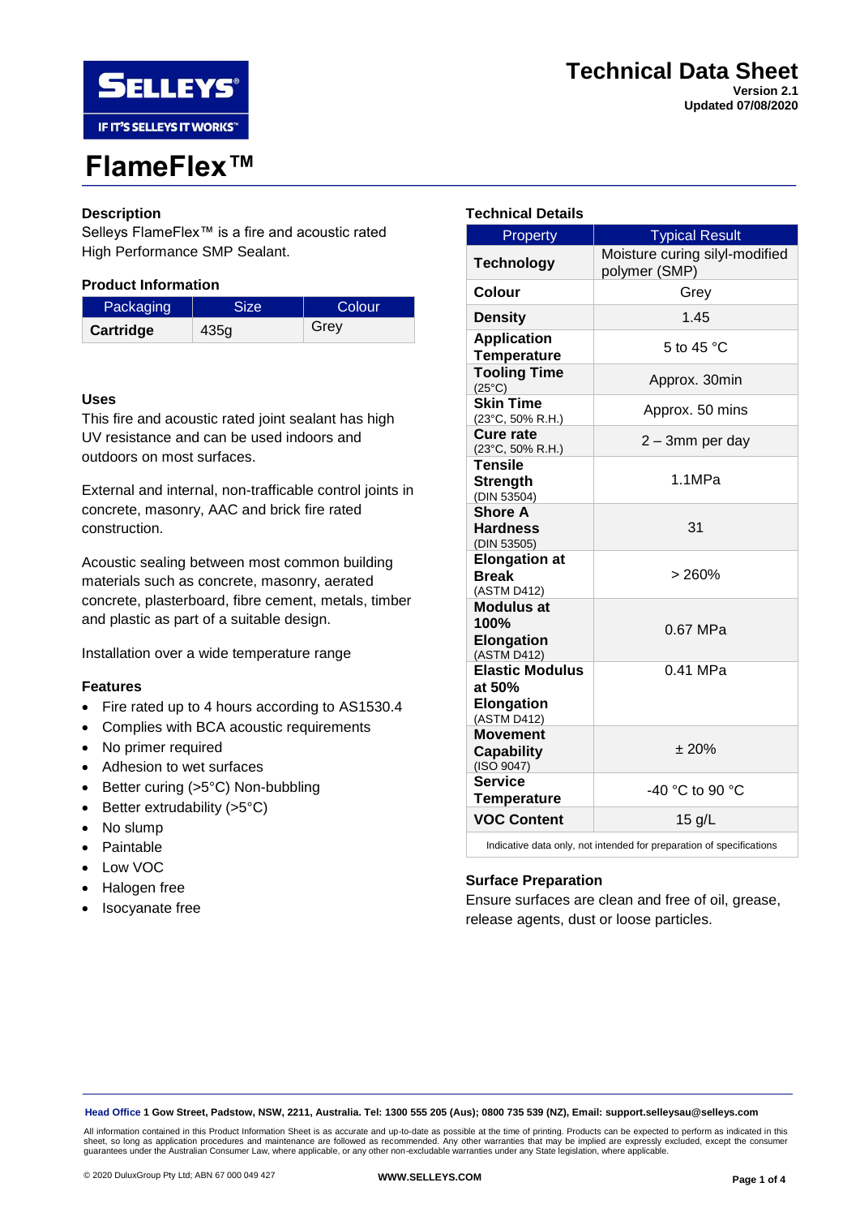# Technical Data Sheet

**Version 2.1**
**Updated 07/08/2020**

# FlameFlex™

## Description

Selleys FlameFlex™ is a fire and acoustic rated High Performance SMP Sealant.

## Product Information

| Packaging | Size | Colour |
|---|---|---|
| **Cartridge** | 435g | Grey |

## Uses

This fire and acoustic rated joint sealant has high UV resistance and can be used indoors and outdoors on most surfaces.

External and internal, non-trafficable control joints in concrete, masonry, AAC and brick fire rated construction.

Acoustic sealing between most common building materials such as concrete, masonry, aerated concrete, plasterboard, fibre cement, metals, timber and plastic as part of a suitable design.

Installation over a wide temperature range

## Features

- Fire rated up to 4 hours according to AS1530.4
- Complies with BCA acoustic requirements
- No primer required
- Adhesion to wet surfaces
- Better curing (>5°C) Non-bubbling
- Better extrudability (>5°C)
- No slump
- Paintable
- Low VOC
- Halogen free
- Isocyanate free

## Technical Details

| Property | Typical Result |
|---|---|
| **Technology** | Moisture curing silyl-modified polymer (SMP) |
| **Colour** | Grey |
| **Density** | 1.45 |
| **Application Temperature** | 5 to 45 °C |
| **Tooling Time** (25°C) | Approx. 30min |
| **Skin Time** (23°C, 50% R.H.) | Approx. 50 mins |
| **Cure rate** (23°C, 50% R.H.) | 2 – 3mm per day |
| **Tensile Strength** (DIN 53504) | 1.1MPa |
| **Shore A Hardness** (DIN 53505) | 31 |
| **Elongation at Break** (ASTM D412) | > 260% |
| **Modulus at 100% Elongation** (ASTM D412) | 0.67 MPa |
| **Elastic Modulus at 50% Elongation** (ASTM D412) | 0.41 MPa |
| **Movement Capability** (ISO 9047) | ± 20% |
| **Service Temperature** | -40 °C to 90 °C |
| **VOC Content** | 15 g/L |

Indicative data only, not intended for preparation of specifications

## Surface Preparation

Ensure surfaces are clean and free of oil, grease, release agents, dust or loose particles.

**Head Office** 1 Gow Street, Padstow, NSW, 2211, Australia. Tel: 1300 555 205 (Aus); 0800 735 539 (NZ), Email: support.selleysau@selleys.com

All information contained in this Product Information Sheet is as accurate and up-to-date as possible at the time of printing. Products can be expected to perform as indicated in this sheet, so long as application procedures and maintenance are followed as recommended. Any other warranties that may be implied are expressly excluded, except the consumer guarantees under the Australian Consumer Law, where applicable, or any other non-excludable warranties under any State legislation, where applicable.

© 2020 DuluxGroup Pty Ltd; ABN 67 000 049 427 WWW.SELLEYS.COM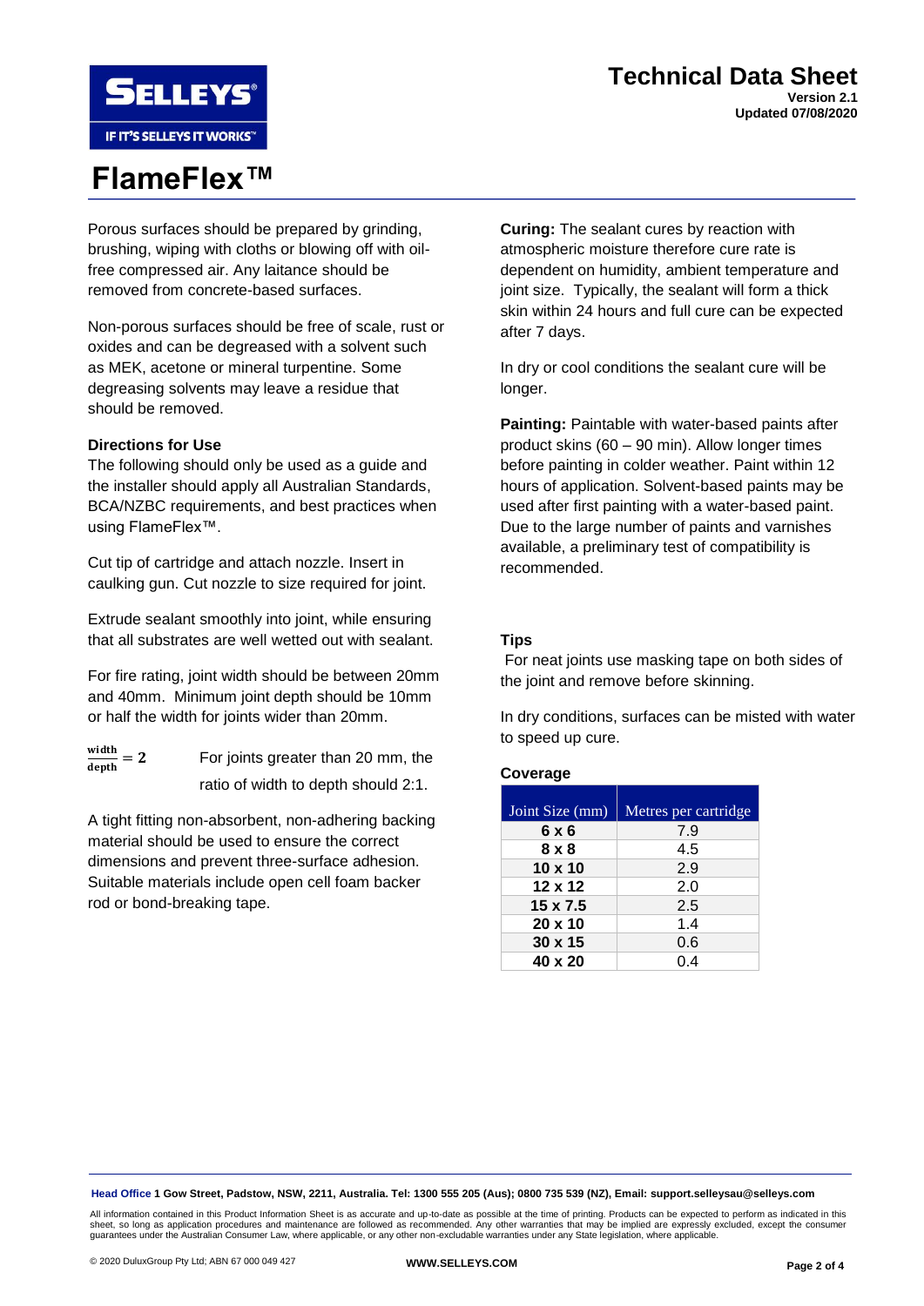Porous surfaces should be prepared by grinding, brushing, wiping with cloths or blowing off with oil-free compressed air. Any laitance should be removed from concrete-based surfaces.

Non-porous surfaces should be free of scale, rust or oxides and can be degreased with a solvent such as MEK, acetone or mineral turpentine. Some degreasing solvents may leave a residue that should be removed.

**Directions for Use**

The following should only be used as a guide and the installer should apply all Australian Standards, BCA/NZBC requirements, and best practices when using FlameFlex™.

Cut tip of cartridge and attach nozzle. Insert in caulking gun. Cut nozzle to size required for joint.

Extrude sealant smoothly into joint, while ensuring that all substrates are well wetted out with sealant.

For fire rating, joint width should be between 20mm and 40mm. Minimum joint depth should be 10mm or half the width for joints wider than 20mm.

$\frac{\textbf{width}}{\textbf{depth}} = \mathbf{2}$ For joints greater than 20 mm, the ratio of width to depth should 2:1.

A tight fitting non-absorbent, non-adhering backing material should be used to ensure the correct dimensions and prevent three-surface adhesion. Suitable materials include open cell foam backer rod or bond-breaking tape.

**Curing:** The sealant cures by reaction with atmospheric moisture therefore cure rate is dependent on humidity, ambient temperature and joint size. Typically, the sealant will form a thick skin within 24 hours and full cure can be expected after 7 days.

In dry or cool conditions the sealant cure will be longer.

**Painting:** Paintable with water-based paints after product skins (60 – 90 min). Allow longer times before painting in colder weather. Paint within 12 hours of application. Solvent-based paints may be used after first painting with a water-based paint. Due to the large number of paints and varnishes available, a preliminary test of compatibility is recommended.

**Tips**

For neat joints use masking tape on both sides of the joint and remove before skinning.

In dry conditions, surfaces can be misted with water to speed up cure.

**Coverage**

| Joint Size (mm) | Metres per cartridge |
|---|---|
| **6 x 6** | 7.9 |
| **8 x 8** | 4.5 |
| **10 x 10** | 2.9 |
| **12 x 12** | 2.0 |
| **15 x 7.5** | 2.5 |
| **20 x 10** | 1.4 |
| **30 x 15** | 0.6 |
| **40 x 20** | 0.4 |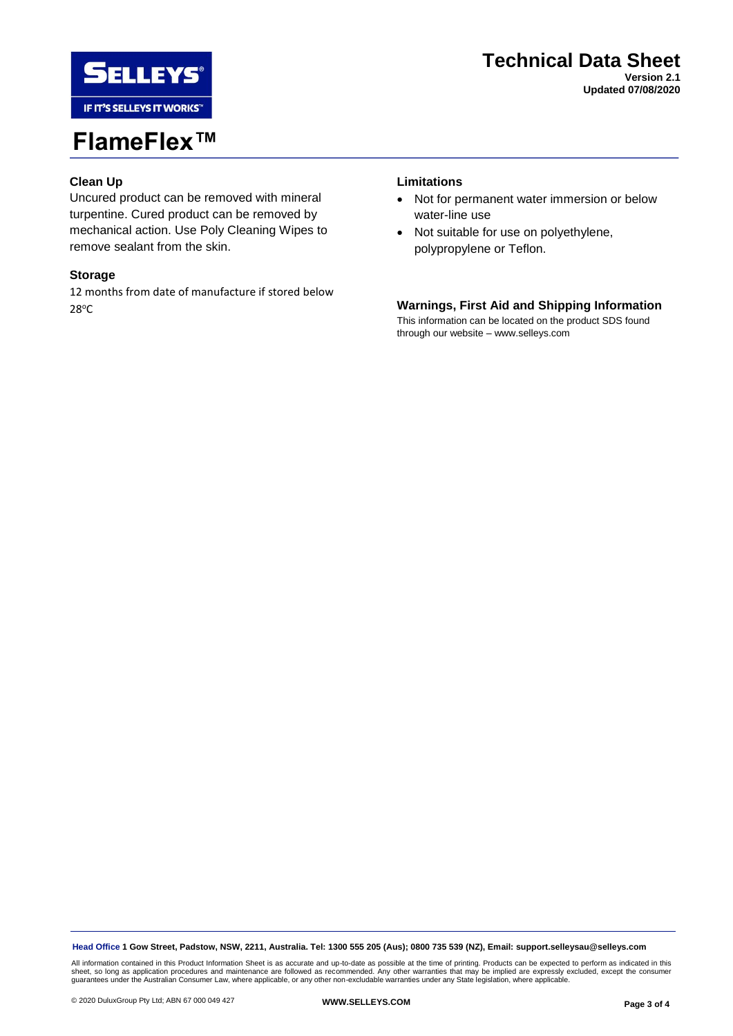# FlameFlex™

## Technical Data Sheet

**Version 2.1**
**Updated 07/08/2020**

### Clean Up

Uncured product can be removed with mineral turpentine. Cured product can be removed by mechanical action. Use Poly Cleaning Wipes to remove sealant from the skin.

### Storage

12 months from date of manufacture if stored below 28°C

### Limitations

- Not for permanent water immersion or below water-line use
- Not suitable for use on polyethylene, polypropylene or Teflon.

### Warnings, First Aid and Shipping Information

This information can be located on the product SDS found through our website – www.selleys.com

**Head Office 1 Gow Street, Padstow, NSW, 2211, Australia. Tel: 1300 555 205 (Aus); 0800 735 539 (NZ), Email: support.selleysau@selleys.com**

All information contained in this Product Information Sheet is as accurate and up-to-date as possible at the time of printing. Products can be expected to perform as indicated in this sheet, so long as application procedures and maintenance are followed as recommended. Any other warranties that may be implied are expressly excluded, except the consumer guarantees under the Australian Consumer Law, where applicable, or any other non-excludable warranties under any State legislation, where applicable.

© 2020 DuluxGroup Pty Ltd; ABN 67 000 049 427

**WWW.SELLEYS.COM**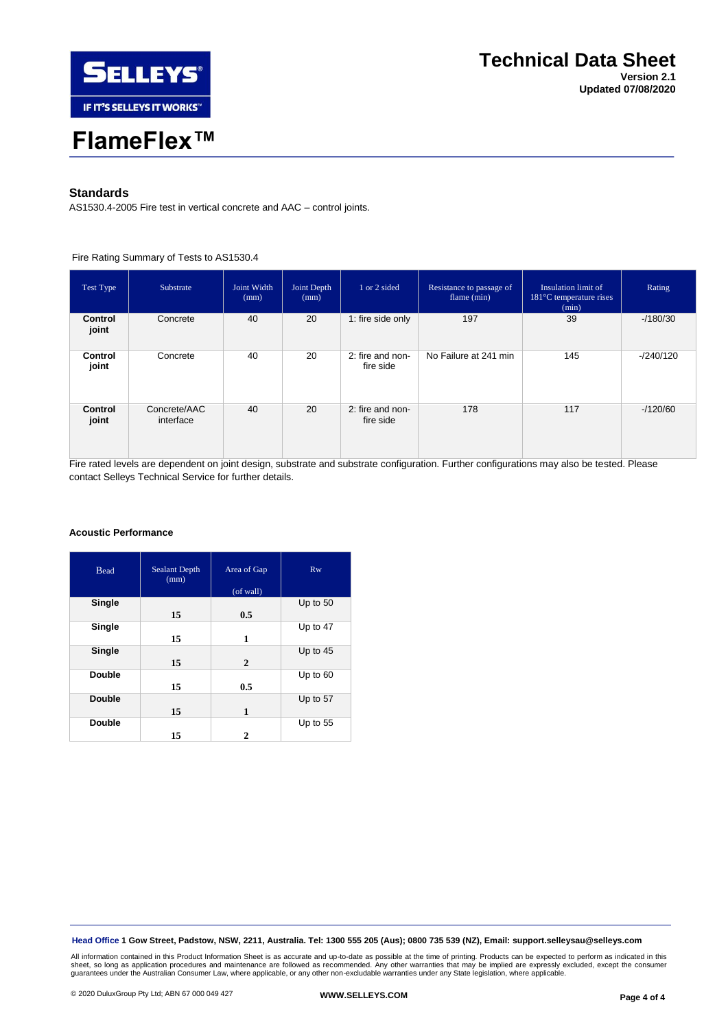# FlameFlex™

## Standards

AS1530.4-2005 Fire test in vertical concrete and AAC – control joints.

Fire Rating Summary of Tests to AS1530.4

| Test Type | Substrate | Joint Width (mm) | Joint Depth (mm) | 1 or 2 sided | Resistance to passage of flame (min) | Insulation limit of 181°C temperature rises (min) | Rating |
|---|---|---|---|---|---|---|---|
| **Control joint** | Concrete | 40 | 20 | 1: fire side only | 197 | 39 | -/180/30 |
| **Control joint** | Concrete | 40 | 20 | 2: fire and non-fire side | No Failure at 241 min | 145 | -/240/120 |
| **Control joint** | Concrete/AAC interface | 40 | 20 | 2: fire and non-fire side | 178 | 117 | -/120/60 |

Fire rated levels are dependent on joint design, substrate and substrate configuration. Further configurations may also be tested. Please contact Selleys Technical Service for further details.

### Acoustic Performance

| Bead | Sealant Depth (mm) | Area of Gap (of wall) | Rw |
|---|---|---|---|
| **Single** | **15** | **0.5** | Up to 50 |
| **Single** | **15** | **1** | Up to 47 |
| **Single** | **15** | **2** | Up to 45 |
| **Double** | **15** | **0.5** | Up to 60 |
| **Double** | **15** | **1** | Up to 57 |
| **Double** | **15** | **2** | Up to 55 |

**Head Office 1 Gow Street, Padstow, NSW, 2211, Australia. Tel: 1300 555 205 (Aus); 0800 735 539 (NZ), Email: support.selleysau@selleys.com**

All information contained in this Product Information Sheet is as accurate and up-to-date as possible at the time of printing. Products can be expected to perform as indicated in this sheet, so long as application procedures and maintenance are followed as recommended. Any other warranties that may be implied are expressly excluded, except the consumer guarantees under the Australian Consumer Law, where applicable, or any other non-excludable warranties under any State legislation, where applicable.

© 2020 DuluxGroup Pty Ltd; ABN 67 000 049 427 **WWW.SELLEYS.COM**